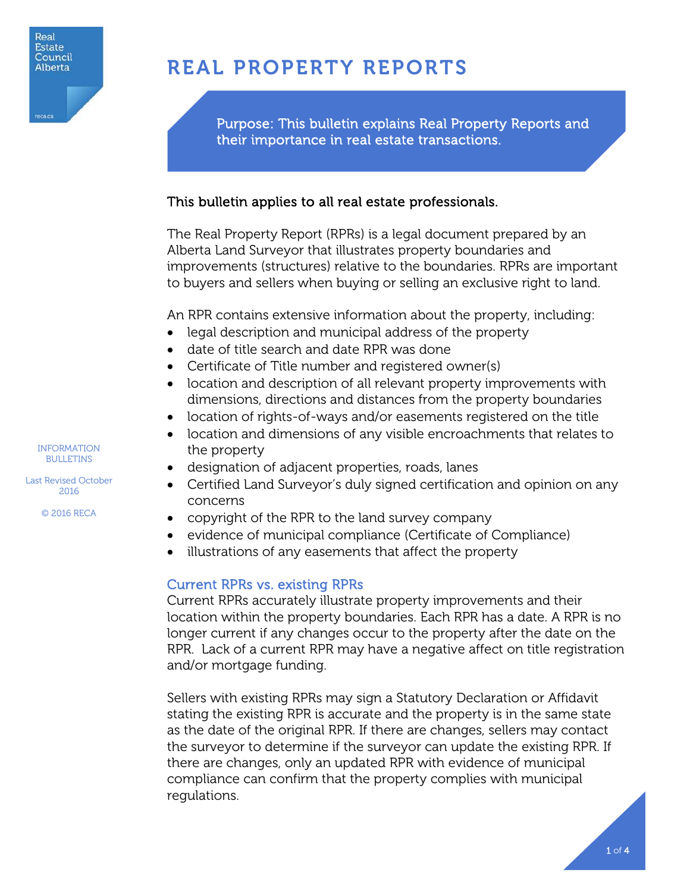Real Estate Council Alberta

reca.ca

# REAL PROPERTY REPORTS

Purpose: This bulletin explains Real Property Reports and their importance in real estate transactions.

INFORMATION BULLETINS

Last Revised October 2016

© 2016 RECA

**This bulletin applies to all real estate professionals.**

The Real Property Report (RPRs) is a legal document prepared by an Alberta Land Surveyor that illustrates property boundaries and improvements (structures) relative to the boundaries. RPRs are important to buyers and sellers when buying or selling an exclusive right to land.

An RPR contains extensive information about the property, including:

- legal description and municipal address of the property
- date of title search and date RPR was done
- Certificate of Title number and registered owner(s)
- location and description of all relevant property improvements with dimensions, directions and distances from the property boundaries
- location of rights-of-ways and/or easements registered on the title
- location and dimensions of any visible encroachments that relates to the property
- designation of adjacent properties, roads, lanes
- Certified Land Surveyor's duly signed certification and opinion on any concerns
- copyright of the RPR to the land survey company
- evidence of municipal compliance (Certificate of Compliance)
- illustrations of any easements that affect the property

## Current RPRs vs. existing RPRs

Current RPRs accurately illustrate property improvements and their location within the property boundaries. Each RPR has a date. A RPR is no longer current if any changes occur to the property after the date on the RPR. Lack of a current RPR may have a negative affect on title registration and/or mortgage funding.

Sellers with existing RPRs may sign a Statutory Declaration or Affidavit stating the existing RPR is accurate and the property is in the same state as the date of the original RPR. If there are changes, sellers may contact the surveyor to determine if the surveyor can update the existing RPR. If there are changes, only an updated RPR with evidence of municipal compliance can confirm that the property complies with municipal regulations.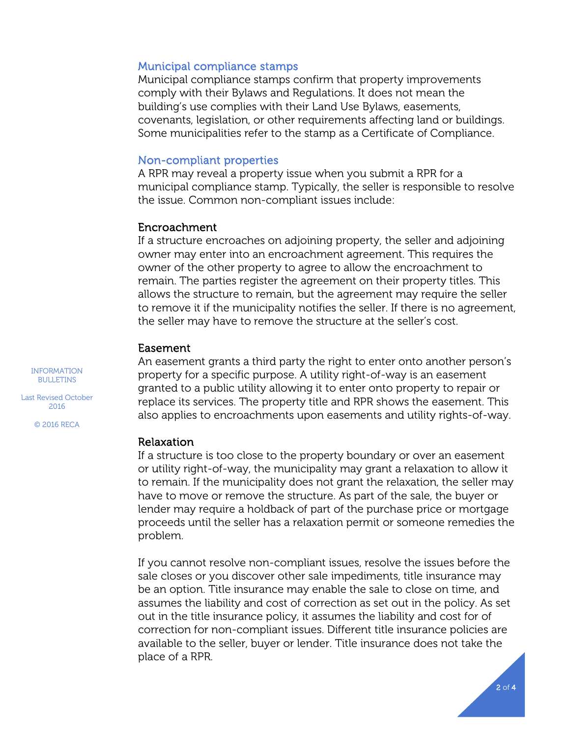## Municipal compliance stamps

Municipal compliance stamps confirm that property improvements comply with their Bylaws and Regulations. It does not mean the building's use complies with their Land Use Bylaws, easements, covenants, legislation, or other requirements affecting land or buildings. Some municipalities refer to the stamp as a Certificate of Compliance.

## Non-compliant properties

A RPR may reveal a property issue when you submit a RPR for a municipal compliance stamp. Typically, the seller is responsible to resolve the issue. Common non-compliant issues include:

### Encroachment

If a structure encroaches on adjoining property, the seller and adjoining owner may enter into an encroachment agreement. This requires the owner of the other property to agree to allow the encroachment to remain. The parties register the agreement on their property titles. This allows the structure to remain, but the agreement may require the seller to remove it if the municipality notifies the seller. If there is no agreement, the seller may have to remove the structure at the seller's cost.

### Easement

An easement grants a third party the right to enter onto another person's property for a specific purpose. A utility right-of-way is an easement granted to a public utility allowing it to enter onto property to repair or replace its services. The property title and RPR shows the easement. This also applies to encroachments upon easements and utility rights-of-way.

### Relaxation

If a structure is too close to the property boundary or over an easement or utility right-of-way, the municipality may grant a relaxation to allow it to remain. If the municipality does not grant the relaxation, the seller may have to move or remove the structure. As part of the sale, the buyer or lender may require a holdback of part of the purchase price or mortgage proceeds until the seller has a relaxation permit or someone remedies the problem.

If you cannot resolve non-compliant issues, resolve the issues before the sale closes or you discover other sale impediments, title insurance may be an option. Title insurance may enable the sale to close on time, and assumes the liability and cost of correction as set out in the policy. As set out in the title insurance policy, it assumes the liability and cost for of correction for non-compliant issues. Different title insurance policies are available to the seller, buyer or lender. Title insurance does not take the place of a RPR.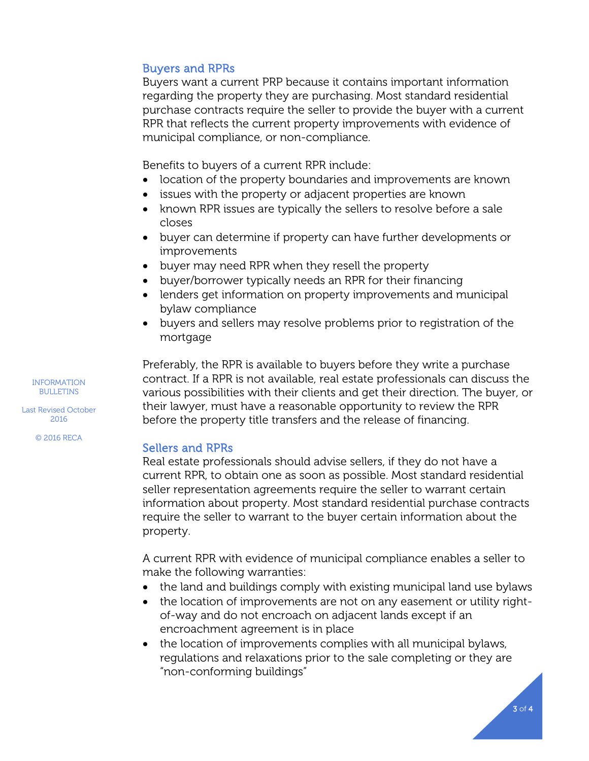## Buyers and RPRs

Buyers want a current PRP because it contains important information regarding the property they are purchasing. Most standard residential purchase contracts require the seller to provide the buyer with a current RPR that reflects the current property improvements with evidence of municipal compliance, or non-compliance.

Benefits to buyers of a current RPR include:

- location of the property boundaries and improvements are known
- issues with the property or adjacent properties are known
- known RPR issues are typically the sellers to resolve before a sale closes
- buyer can determine if property can have further developments or improvements
- buyer may need RPR when they resell the property
- buyer/borrower typically needs an RPR for their financing
- lenders get information on property improvements and municipal bylaw compliance
- buyers and sellers may resolve problems prior to registration of the mortgage

Preferably, the RPR is available to buyers before they write a purchase contract. If a RPR is not available, real estate professionals can discuss the various possibilities with their clients and get their direction. The buyer, or their lawyer, must have a reasonable opportunity to review the RPR before the property title transfers and the release of financing.

## Sellers and RPRs

Real estate professionals should advise sellers, if they do not have a current RPR, to obtain one as soon as possible. Most standard residential seller representation agreements require the seller to warrant certain information about property. Most standard residential purchase contracts require the seller to warrant to the buyer certain information about the property.

A current RPR with evidence of municipal compliance enables a seller to make the following warranties:

- the land and buildings comply with existing municipal land use bylaws
- the location of improvements are not on any easement or utility right-of-way and do not encroach on adjacent lands except if an encroachment agreement is in place
- the location of improvements complies with all municipal bylaws, regulations and relaxations prior to the sale completing or they are "non-conforming buildings"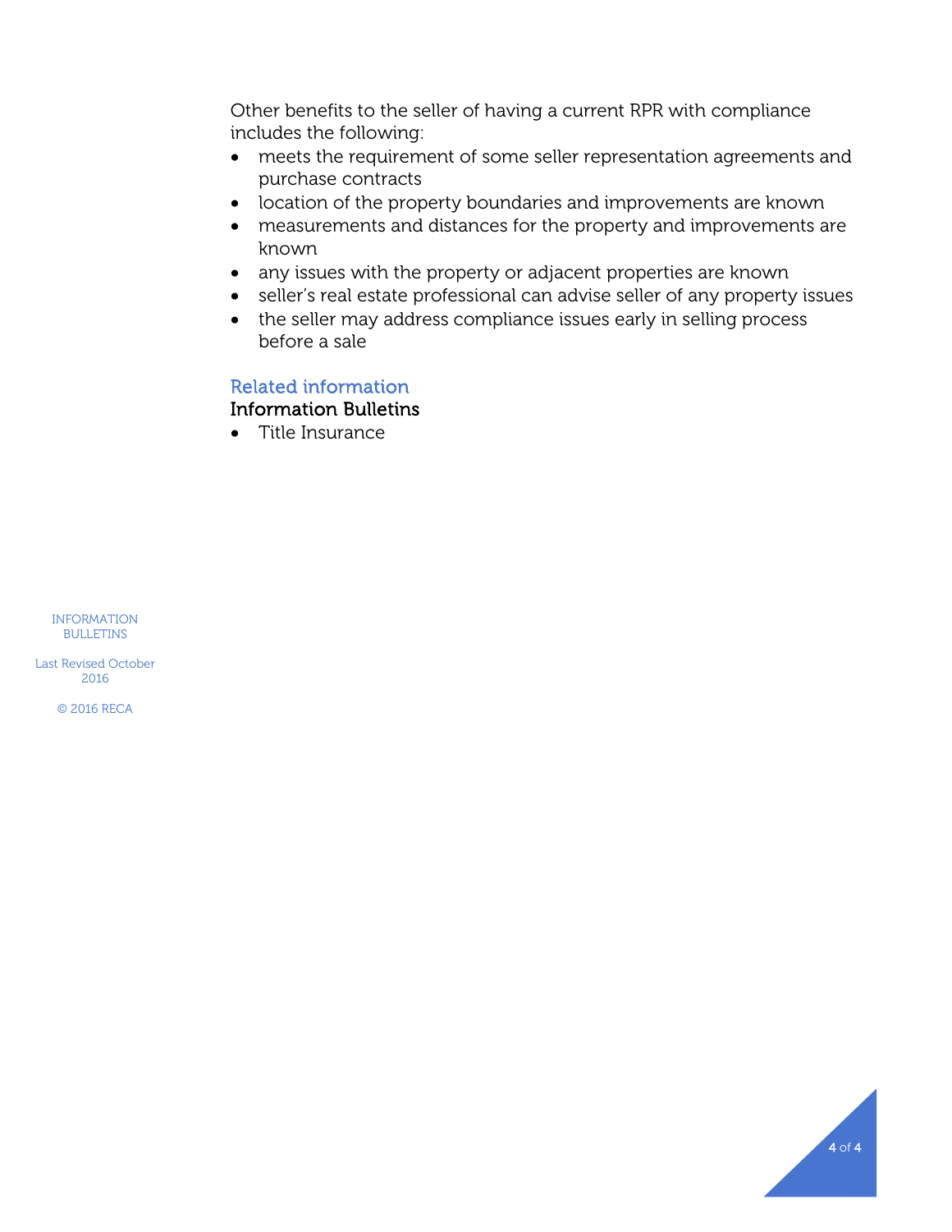Other benefits to the seller of having a current RPR with compliance includes the following:

- meets the requirement of some seller representation agreements and purchase contracts
- location of the property boundaries and improvements are known
- measurements and distances for the property and improvements are known
- any issues with the property or adjacent properties are known
- seller's real estate professional can advise seller of any property issues
- the seller may address compliance issues early in selling process before a sale

## Related information

### Information Bulletins

- Title Insurance

INFORMATION BULLETINS

Last Revised October 2016

© 2016 RECA